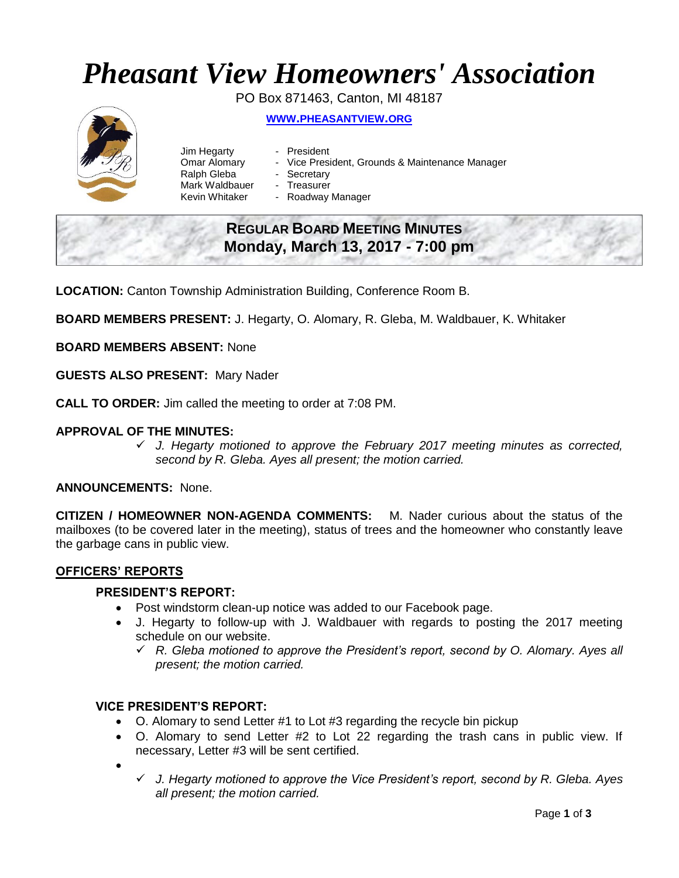# Pheasant View Homeowners' Association

PO Box 871463, Canton, MI 48187

**WWW.PHEASANTVIEW.ORG**

Jim Hegarty - President
Omar Alomary - Vice President, Grounds & Maintenance Manager
Ralph Gleba - Secretary
Mark Waldbauer - Treasurer
Kevin Whitaker - Roadway Manager

## REGULAR BOARD MEETING MINUTES
## Monday, March 13, 2017 - 7:00 pm

**LOCATION:** Canton Township Administration Building, Conference Room B.

**BOARD MEMBERS PRESENT:** J. Hegarty, O. Alomary, R. Gleba, M. Waldbauer, K. Whitaker

**BOARD MEMBERS ABSENT:** None

**GUESTS ALSO PRESENT:** Mary Nader

**CALL TO ORDER:** Jim called the meeting to order at 7:08 PM.

**APPROVAL OF THE MINUTES:**

- ✓ *J. Hegarty motioned to approve the February 2017 meeting minutes as corrected, second by R. Gleba. Ayes all present; the motion carried.*

**ANNOUNCEMENTS:** None.

**CITIZEN / HOMEOWNER NON-AGENDA COMMENTS:** M. Nader curious about the status of the mailboxes (to be covered later in the meeting), status of trees and the homeowner who constantly leave the garbage cans in public view.

## OFFICERS' REPORTS

### PRESIDENT'S REPORT:

- Post windstorm clean-up notice was added to our Facebook page.
- J. Hegarty to follow-up with J. Waldbauer with regards to posting the 2017 meeting schedule on our website.
  - ✓ *R. Gleba motioned to approve the President's report, second by O. Alomary. Ayes all present; the motion carried.*

### VICE PRESIDENT'S REPORT:

- O. Alomary to send Letter #1 to Lot #3 regarding the recycle bin pickup
- O. Alomary to send Letter #2 to Lot 22 regarding the trash cans in public view. If necessary, Letter #3 will be sent certified.
-
  - ✓ *J. Hegarty motioned to approve the Vice President's report, second by R. Gleba. Ayes all present; the motion carried.*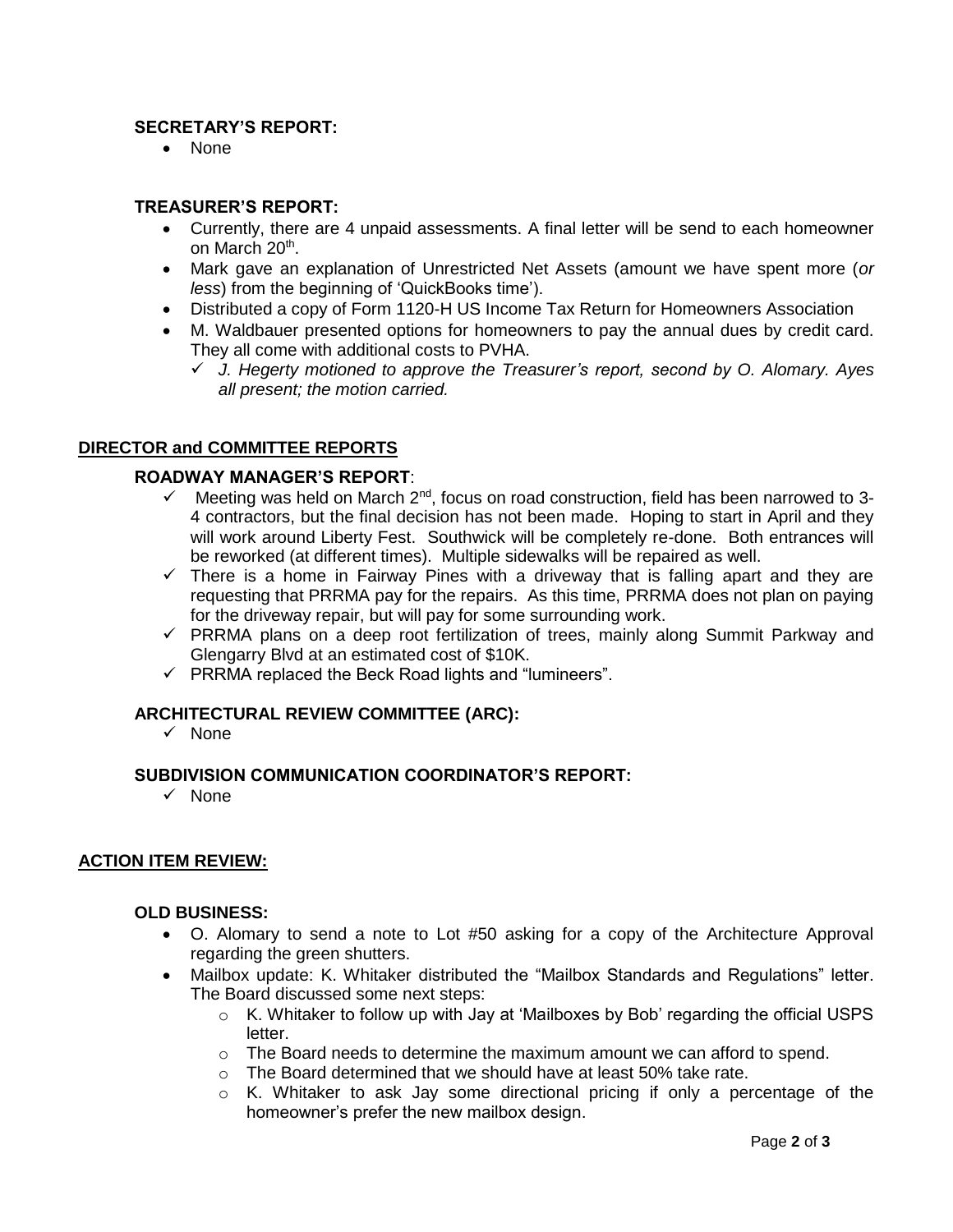### SECRETARY'S REPORT:

- None

### TREASURER'S REPORT:

- Currently, there are 4 unpaid assessments. A final letter will be send to each homeowner on March 20th.
- Mark gave an explanation of Unrestricted Net Assets (amount we have spent more (*or less*) from the beginning of 'QuickBooks time').
- Distributed a copy of Form 1120-H US Income Tax Return for Homeowners Association
- M. Waldbauer presented options for homeowners to pay the annual dues by credit card. They all come with additional costs to PVHA.
  - ✓ *J. Hegerty motioned to approve the Treasurer's report, second by O. Alomary. Ayes all present; the motion carried.*

## DIRECTOR and COMMITTEE REPORTS

### ROADWAY MANAGER'S REPORT:

- ✓ Meeting was held on March 2nd, focus on road construction, field has been narrowed to 3-4 contractors, but the final decision has not been made. Hoping to start in April and they will work around Liberty Fest. Southwick will be completely re-done. Both entrances will be reworked (at different times). Multiple sidewalks will be repaired as well.
- ✓ There is a home in Fairway Pines with a driveway that is falling apart and they are requesting that PRRMA pay for the repairs. As this time, PRRMA does not plan on paying for the driveway repair, but will pay for some surrounding work.
- ✓ PRRMA plans on a deep root fertilization of trees, mainly along Summit Parkway and Glengarry Blvd at an estimated cost of $10K.
- ✓ PRRMA replaced the Beck Road lights and "lumineers".

### ARCHITECTURAL REVIEW COMMITTEE (ARC):

- ✓ None

### SUBDIVISION COMMUNICATION COORDINATOR'S REPORT:

- ✓ None

## ACTION ITEM REVIEW:

### OLD BUSINESS:

- O. Alomary to send a note to Lot #50 asking for a copy of the Architecture Approval regarding the green shutters.
- Mailbox update: K. Whitaker distributed the "Mailbox Standards and Regulations" letter. The Board discussed some next steps:
  - K. Whitaker to follow up with Jay at 'Mailboxes by Bob' regarding the official USPS letter.
  - The Board needs to determine the maximum amount we can afford to spend.
  - The Board determined that we should have at least 50% take rate.
  - K. Whitaker to ask Jay some directional pricing if only a percentage of the homeowner's prefer the new mailbox design.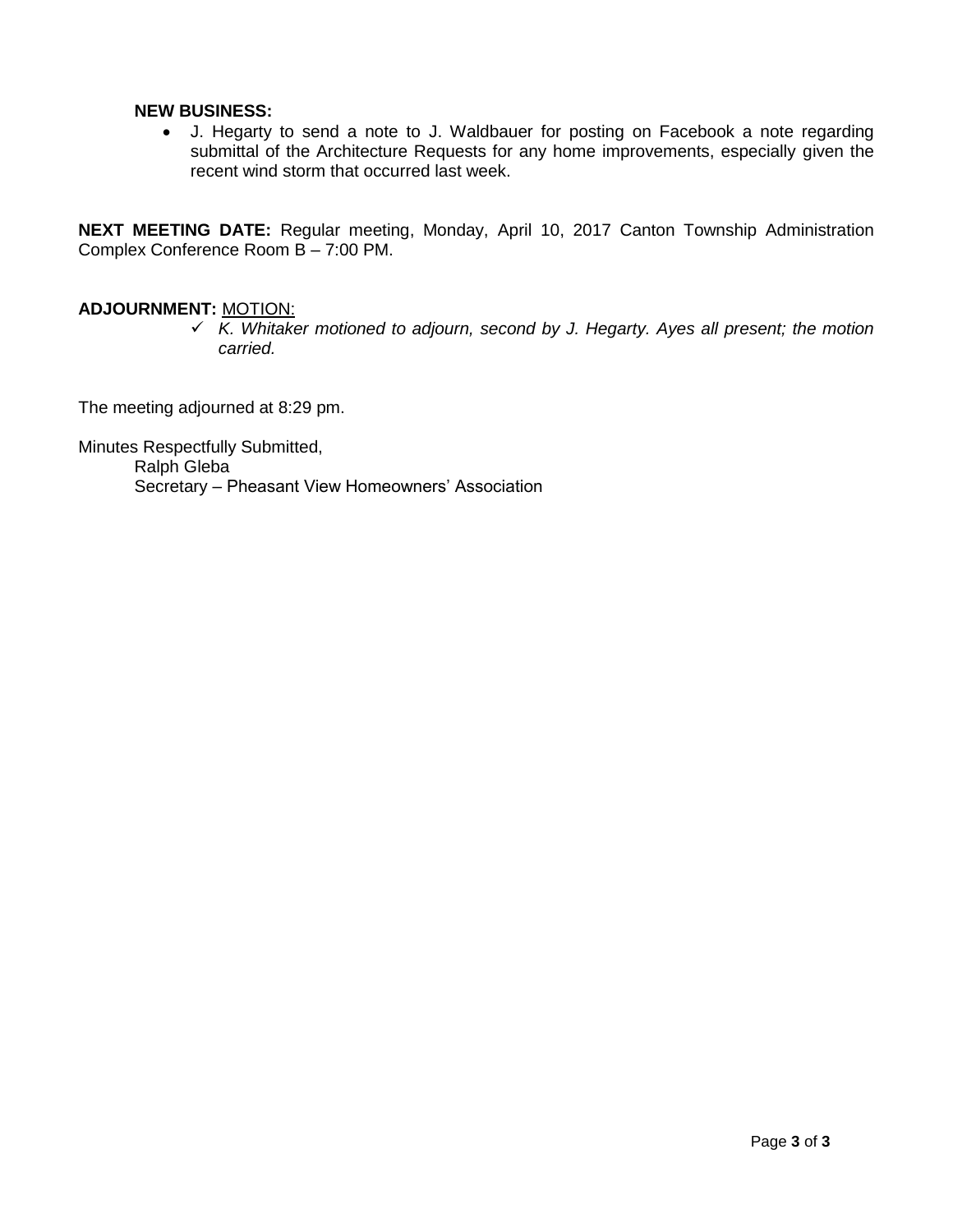**NEW BUSINESS:**

- J. Hegarty to send a note to J. Waldbauer for posting on Facebook a note regarding submittal of the Architecture Requests for any home improvements, especially given the recent wind storm that occurred last week.

**NEXT MEETING DATE:** Regular meeting, Monday, April 10, 2017 Canton Township Administration Complex Conference Room B – 7:00 PM.

**ADJOURNMENT:** MOTION:

- ✓ *K. Whitaker motioned to adjourn, second by J. Hegarty. Ayes all present; the motion carried.*

The meeting adjourned at 8:29 pm.

Minutes Respectfully Submitted,
Ralph Gleba
Secretary – Pheasant View Homeowners' Association